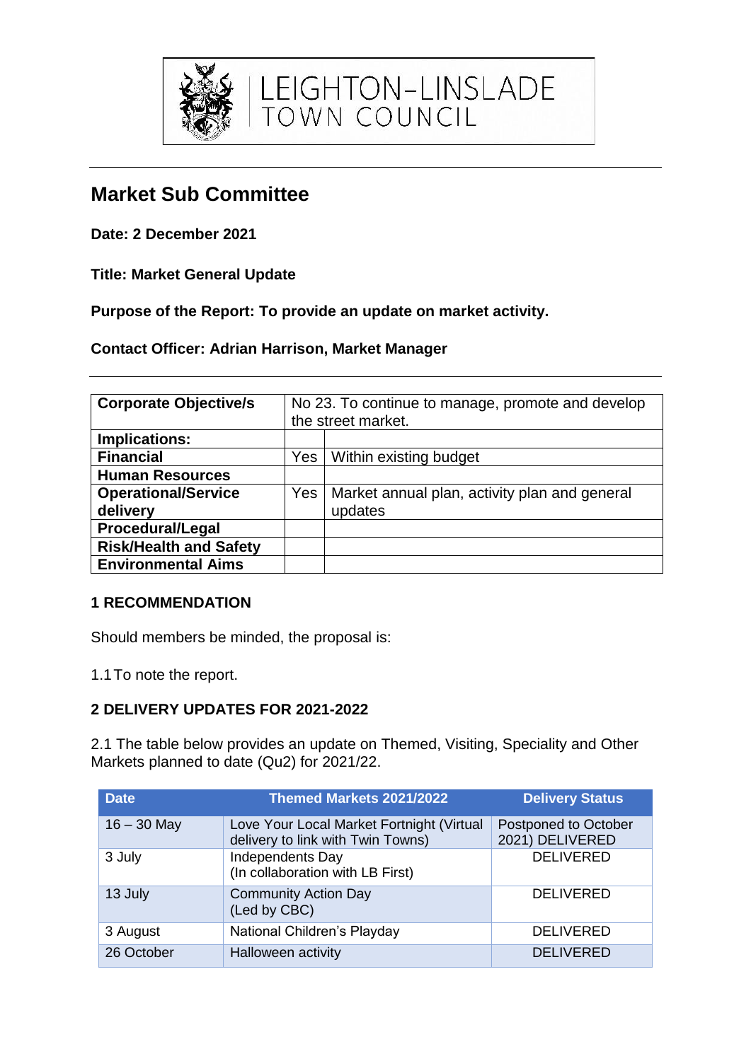LEIGHTON-LINSLADE TOWN COUNCIL

# Market Sub Committee

**Date: 2 December 2021**

**Title: Market General Update**

**Purpose of the Report: To provide an update on market activity.**

**Contact Officer: Adrian Harrison, Market Manager**

| **Corporate Objective/s** | No 23. To continue to manage, promote and develop the street market. | |
|---|---|---|
| **Implications:** | | |
| **Financial** | Yes | Within existing budget |
| **Human Resources** | | |
| **Operational/Service delivery** | Yes | Market annual plan, activity plan and general updates |
| **Procedural/Legal** | | |
| **Risk/Health and Safety** | | |
| **Environmental Aims** | | |

### 1 RECOMMENDATION

Should members be minded, the proposal is:

1.1 To note the report.

### 2 DELIVERY UPDATES FOR 2021-2022

2.1 The table below provides an update on Themed, Visiting, Speciality and Other Markets planned to date (Qu2) for 2021/22.

| Date | Themed Markets 2021/2022 | Delivery Status |
|---|---|---|
| 16 – 30 May | Love Your Local Market Fortnight (Virtual delivery to link with Twin Towns) | Postponed to October 2021) DELIVERED |
| 3 July | Independents Day<br>(In collaboration with LB First) | DELIVERED |
| 13 July | Community Action Day<br>(Led by CBC) | DELIVERED |
| 3 August | National Children's Playday | DELIVERED |
| 26 October | Halloween activity | DELIVERED |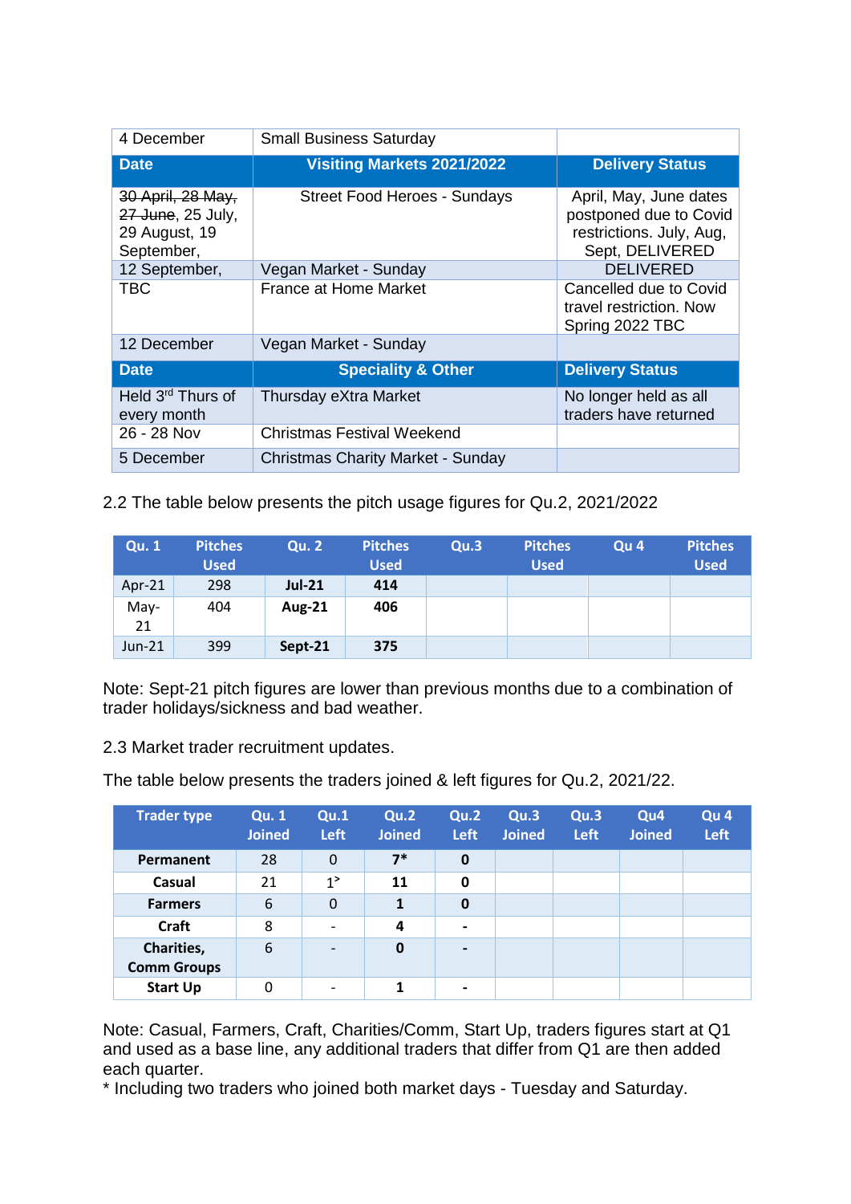| 4 December | Small Business Saturday | |
|---|---|---|
| **Date** | **Visiting Markets 2021/2022** | **Delivery Status** |
| ~~30 April, 28 May, 27 June~~, 25 July, 29 August, 19 September, | Street Food Heroes - Sundays | April, May, June dates postponed due to Covid restrictions. July, Aug, Sept, DELIVERED |
| 12 September, | Vegan Market - Sunday | DELIVERED |
| TBC | France at Home Market | Cancelled due to Covid travel restriction. Now Spring 2022 TBC |
| 12 December | Vegan Market - Sunday | |
| **Date** | **Speciality & Other** | **Delivery Status** |
| Held 3rd Thurs of every month | Thursday eXtra Market | No longer held as all traders have returned |
| 26 - 28 Nov | Christmas Festival Weekend | |
| 5 December | Christmas Charity Market - Sunday | |

2.2 The table below presents the pitch usage figures for Qu.2, 2021/2022

| Qu. 1 | Pitches Used | Qu. 2 | Pitches Used | Qu.3 | Pitches Used | Qu 4 | Pitches Used |
|---|---|---|---|---|---|---|---|
| Apr-21 | 298 | **Jul-21** | **414** | | | | |
| May-21 | 404 | **Aug-21** | **406** | | | | |
| Jun-21 | 399 | **Sept-21** | **375** | | | | |

Note: Sept-21 pitch figures are lower than previous months due to a combination of trader holidays/sickness and bad weather.

2.3 Market trader recruitment updates.

The table below presents the traders joined & left figures for Qu.2, 2021/22.

| Trader type | Qu. 1 Joined | Qu.1 Left | Qu.2 Joined | Qu.2 Left | Qu.3 Joined | Qu.3 Left | Qu4 Joined | Qu 4 Left |
|---|---|---|---|---|---|---|---|---|
| **Permanent** | 28 | 0 | **7*** | **0** | | | | |
| **Casual** | 21 | 1> | **11** | **0** | | | | |
| **Farmers** | 6 | 0 | **1** | **0** | | | | |
| **Craft** | 8 | - | **4** | **-** | | | | |
| **Charities, Comm Groups** | 6 | - | **0** | **-** | | | | |
| **Start Up** | 0 | - | **1** | **-** | | | | |

Note: Casual, Farmers, Craft, Charities/Comm, Start Up, traders figures start at Q1 and used as a base line, any additional traders that differ from Q1 are then added each quarter.
* Including two traders who joined both market days - Tuesday and Saturday.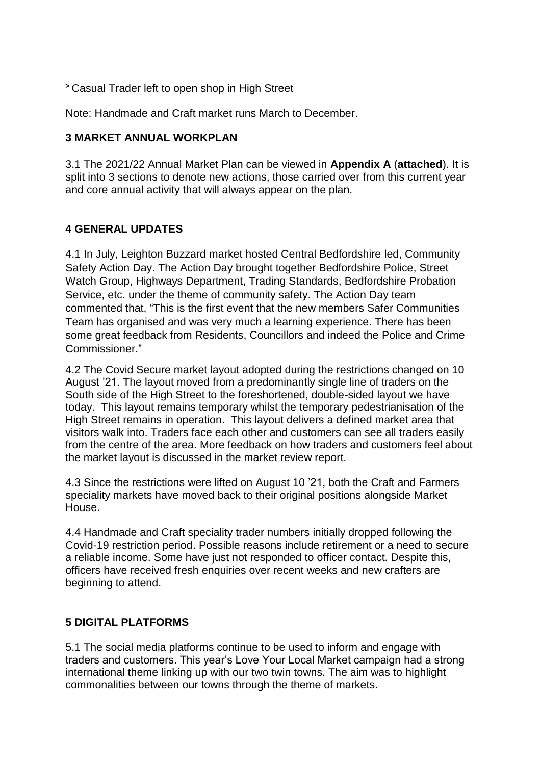˃ Casual Trader left to open shop in High Street

Note: Handmade and Craft market runs March to December.

## 3 MARKET ANNUAL WORKPLAN

3.1 The 2021/22 Annual Market Plan can be viewed in **Appendix A** (**attached**). It is split into 3 sections to denote new actions, those carried over from this current year and core annual activity that will always appear on the plan.

## 4 GENERAL UPDATES

4.1 In July, Leighton Buzzard market hosted Central Bedfordshire led, Community Safety Action Day. The Action Day brought together Bedfordshire Police, Street Watch Group, Highways Department, Trading Standards, Bedfordshire Probation Service, etc. under the theme of community safety. The Action Day team commented that, "This is the first event that the new members Safer Communities Team has organised and was very much a learning experience. There has been some great feedback from Residents, Councillors and indeed the Police and Crime Commissioner."

4.2 The Covid Secure market layout adopted during the restrictions changed on 10 August '21. The layout moved from a predominantly single line of traders on the South side of the High Street to the foreshortened, double-sided layout we have today. This layout remains temporary whilst the temporary pedestrianisation of the High Street remains in operation. This layout delivers a defined market area that visitors walk into. Traders face each other and customers can see all traders easily from the centre of the area. More feedback on how traders and customers feel about the market layout is discussed in the market review report.

4.3 Since the restrictions were lifted on August 10 '21, both the Craft and Farmers speciality markets have moved back to their original positions alongside Market House.

4.4 Handmade and Craft speciality trader numbers initially dropped following the Covid-19 restriction period. Possible reasons include retirement or a need to secure a reliable income. Some have just not responded to officer contact. Despite this, officers have received fresh enquiries over recent weeks and new crafters are beginning to attend.

## 5 DIGITAL PLATFORMS

5.1 The social media platforms continue to be used to inform and engage with traders and customers. This year's Love Your Local Market campaign had a strong international theme linking up with our two twin towns. The aim was to highlight commonalities between our towns through the theme of markets.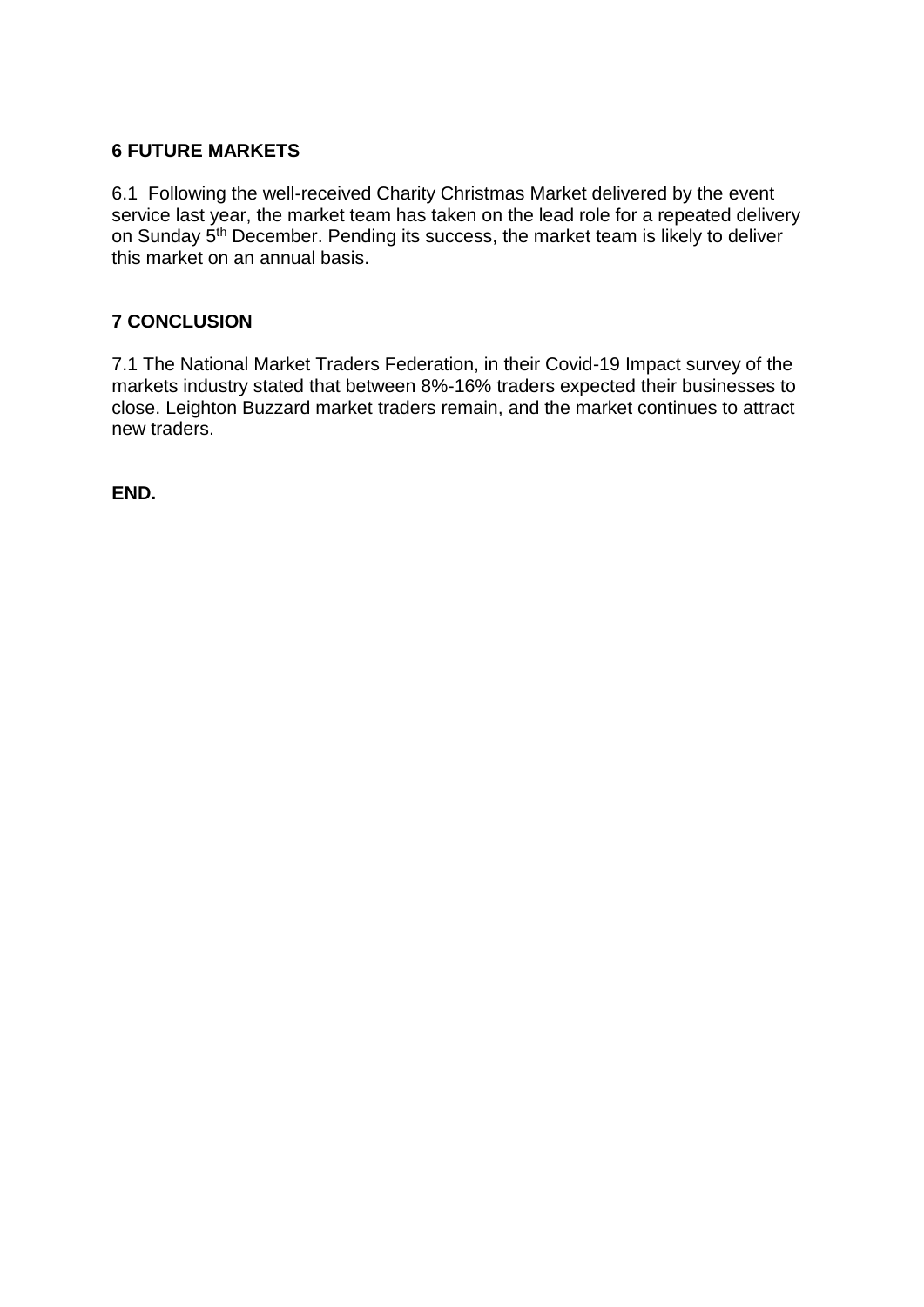## 6 FUTURE MARKETS

6.1 Following the well-received Charity Christmas Market delivered by the event service last year, the market team has taken on the lead role for a repeated delivery on Sunday 5th December. Pending its success, the market team is likely to deliver this market on an annual basis.

## 7 CONCLUSION

7.1 The National Market Traders Federation, in their Covid-19 Impact survey of the markets industry stated that between 8%-16% traders expected their businesses to close. Leighton Buzzard market traders remain, and the market continues to attract new traders.

**END.**